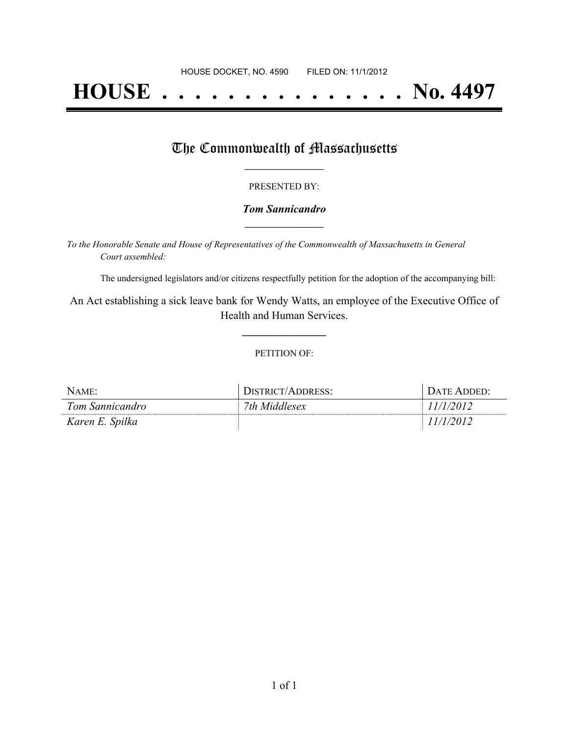HOUSE DOCKET, NO. 4590        FILED ON: 11/1/2012

# HOUSE . . . . . . . . . . . . . . . No. 4497

## The Commonwealth of Massachusetts

PRESENTED BY:

***Tom Sannicandro***

*To the Honorable Senate and House of Representatives of the Commonwealth of Massachusetts in General Court assembled:*

The undersigned legislators and/or citizens respectfully petition for the adoption of the accompanying bill:

An Act establishing a sick leave bank for Wendy Watts, an employee of the Executive Office of Health and Human Services.

PETITION OF:

| NAME: | DISTRICT/ADDRESS: | DATE ADDED: |
| --- | --- | --- |
| *Tom Sannicandro* | *7th Middlesex* | *11/1/2012* |
| *Karen E. Spilka* | | *11/1/2012* |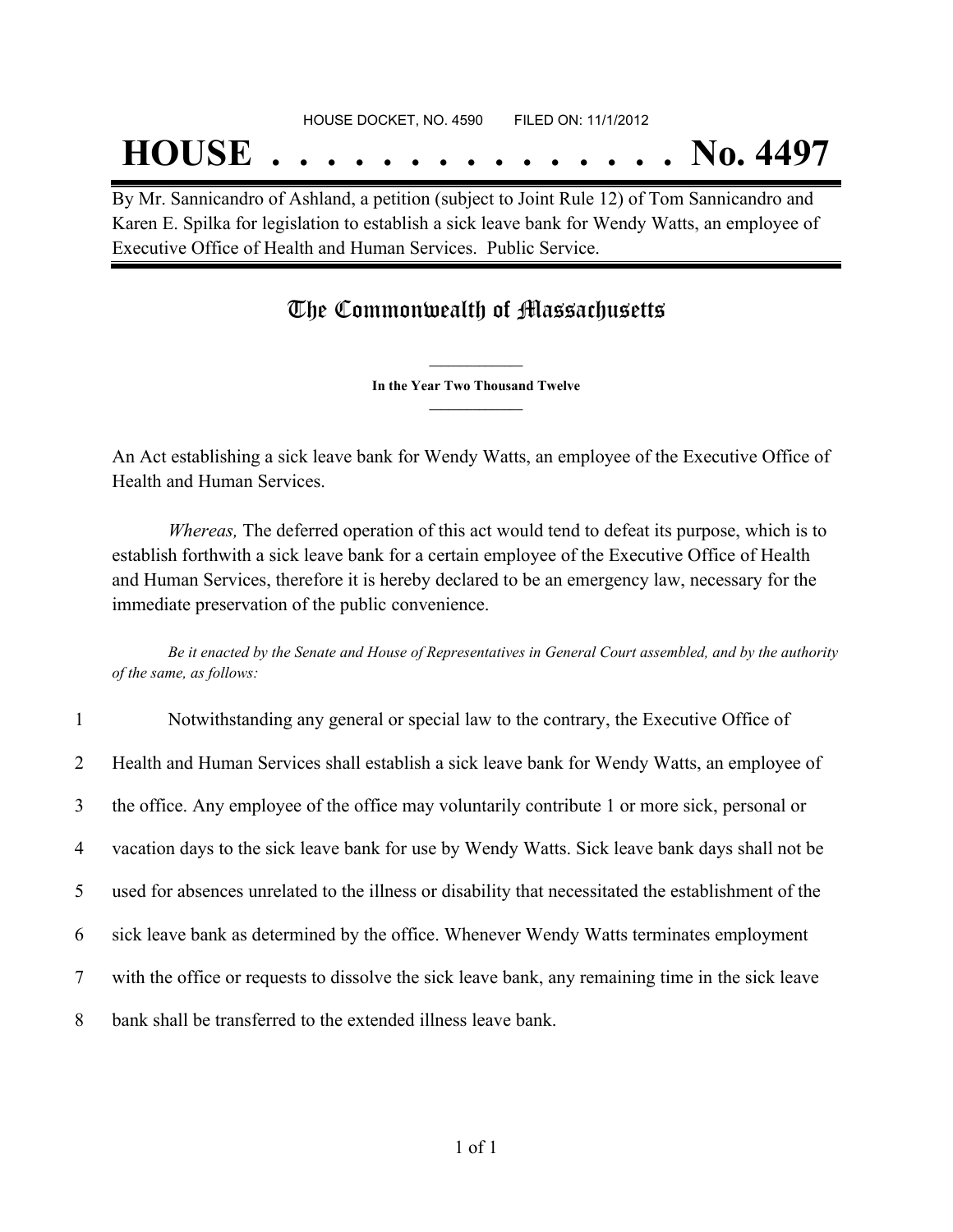HOUSE DOCKET, NO. 4590 FILED ON: 11/1/2012

# HOUSE . . . . . . . . . . . . . . . No. 4497

By Mr. Sannicandro of Ashland, a petition (subject to Joint Rule 12) of Tom Sannicandro and Karen E. Spilka for legislation to establish a sick leave bank for Wendy Watts, an employee of Executive Office of Health and Human Services. Public Service.

## The Commonwealth of Massachusetts

**In the Year Two Thousand Twelve**

An Act establishing a sick leave bank for Wendy Watts, an employee of the Executive Office of Health and Human Services.

*Whereas,* The deferred operation of this act would tend to defeat its purpose, which is to establish forthwith a sick leave bank for a certain employee of the Executive Office of Health and Human Services, therefore it is hereby declared to be an emergency law, necessary for the immediate preservation of the public convenience.

*Be it enacted by the Senate and House of Representatives in General Court assembled, and by the authority of the same, as follows:*

1 Notwithstanding any general or special law to the contrary, the Executive Office of
2 Health and Human Services shall establish a sick leave bank for Wendy Watts, an employee of
3 the office. Any employee of the office may voluntarily contribute 1 or more sick, personal or
4 vacation days to the sick leave bank for use by Wendy Watts. Sick leave bank days shall not be
5 used for absences unrelated to the illness or disability that necessitated the establishment of the
6 sick leave bank as determined by the office. Whenever Wendy Watts terminates employment
7 with the office or requests to dissolve the sick leave bank, any remaining time in the sick leave
8 bank shall be transferred to the extended illness leave bank.